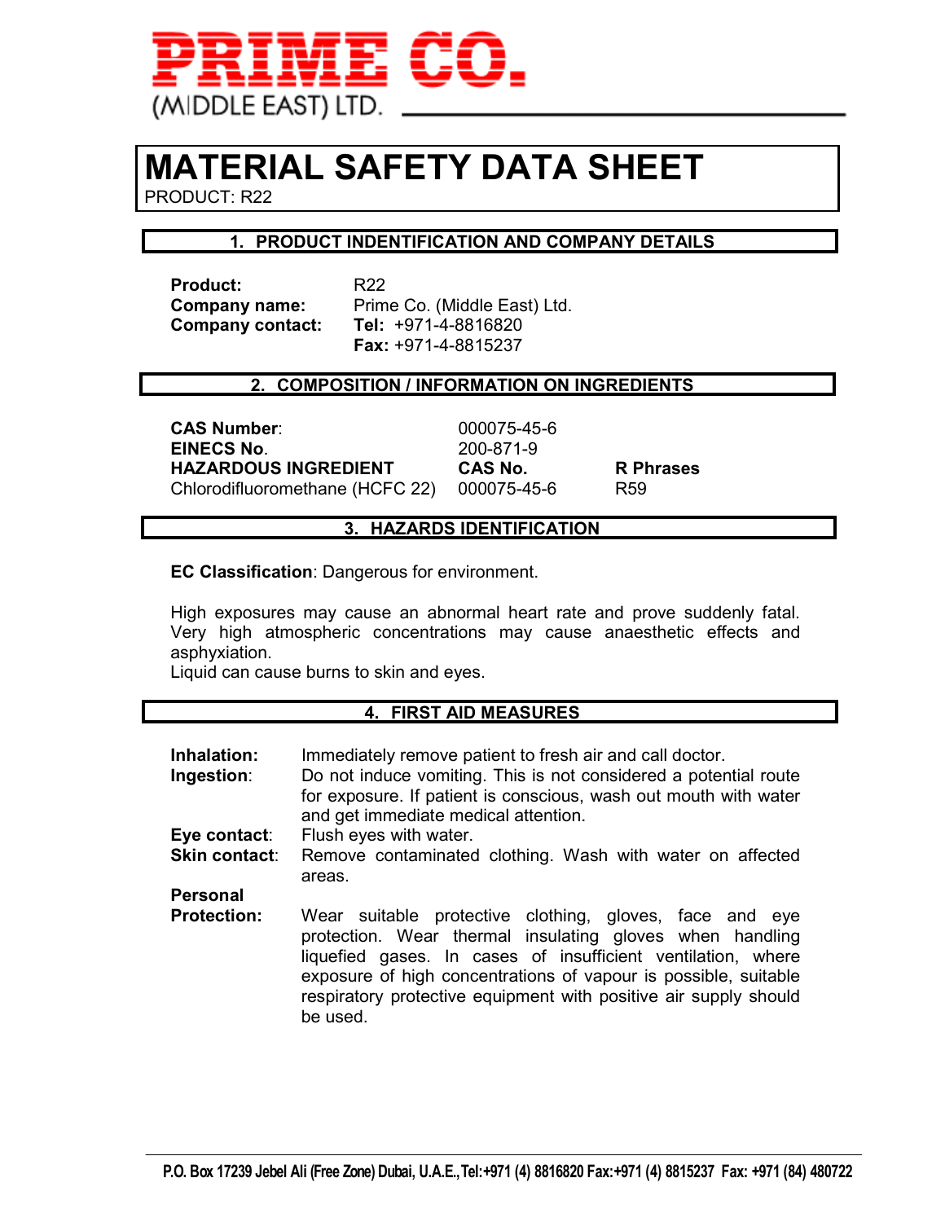PRIME CO.

(MIDDLE EAST) LTD.

# MATERIAL SAFETY DATA SHEET

PRODUCT: R22

## 1. PRODUCT INDENTIFICATION AND COMPANY DETAILS

**Product:** R22
**Company name:** Prime Co. (Middle East) Ltd.
**Company contact:** **Tel:** +971-4-8816820
**Fax:** +971-4-8815237

## 2. COMPOSITION / INFORMATION ON INGREDIENTS

**CAS Number**: 000075-45-6
**EINECS No**. 200-871-9

| **HAZARDOUS INGREDIENT** | **CAS No.** | **R Phrases** |
|---|---|---|
| Chlorodifluoromethane (HCFC 22) | 000075-45-6 | R59 |

## 3. HAZARDS IDENTIFICATION

**EC Classification**: Dangerous for environment.

High exposures may cause an abnormal heart rate and prove suddenly fatal. Very high atmospheric concentrations may cause anaesthetic effects and asphyxiation.
Liquid can cause burns to skin and eyes.

## 4. FIRST AID MEASURES

**Inhalation:** Immediately remove patient to fresh air and call doctor.

**Ingestion**: Do not induce vomiting. This is not considered a potential route for exposure. If patient is conscious, wash out mouth with water and get immediate medical attention.

**Eye contact**: Flush eyes with water.

**Skin contact**: Remove contaminated clothing. Wash with water on affected areas.

**Personal Protection:** Wear suitable protective clothing, gloves, face and eye protection. Wear thermal insulating gloves when handling liquefied gases. In cases of insufficient ventilation, where exposure of high concentrations of vapour is possible, suitable respiratory protective equipment with positive air supply should be used.

P.O. Box 17239 Jebel Ali (Free Zone) Dubai, U.A.E., Tel:+971 (4) 8816820 Fax:+971 (4) 8815237 Fax: +971 (84) 480722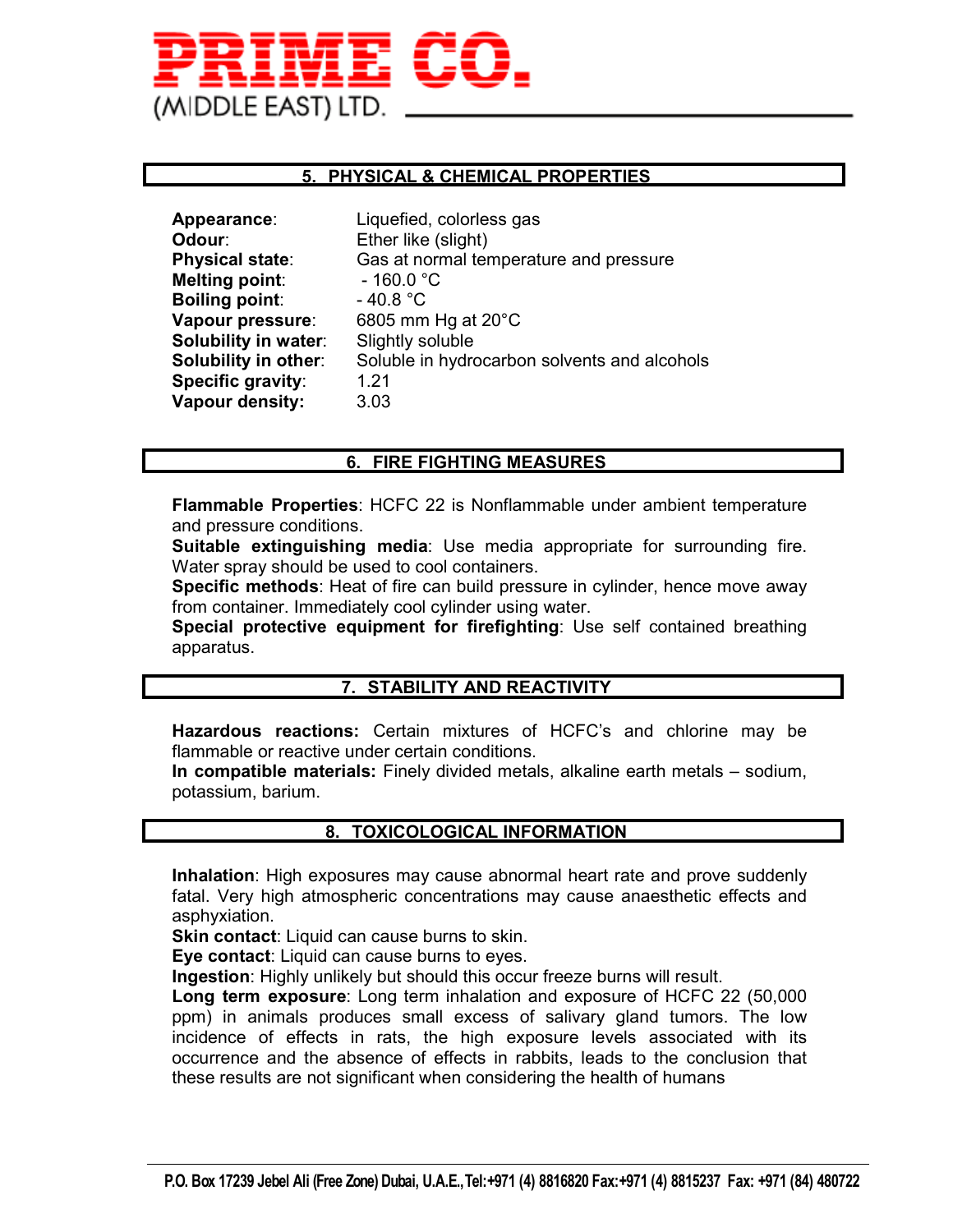## 5. PHYSICAL & CHEMICAL PROPERTIES

**Appearance**: Liquefied, colorless gas
**Odour**: Ether like (slight)
**Physical state**: Gas at normal temperature and pressure
**Melting point**: - 160.0 °C
**Boiling point**: - 40.8 °C
**Vapour pressure**: 6805 mm Hg at 20°C
**Solubility in water**: Slightly soluble
**Solubility in other**: Soluble in hydrocarbon solvents and alcohols
**Specific gravity**: 1.21
**Vapour density:** 3.03

## 6. FIRE FIGHTING MEASURES

**Flammable Properties**: HCFC 22 is Nonflammable under ambient temperature and pressure conditions.
**Suitable extinguishing media**: Use media appropriate for surrounding fire. Water spray should be used to cool containers.
**Specific methods**: Heat of fire can build pressure in cylinder, hence move away from container. Immediately cool cylinder using water.
**Special protective equipment for firefighting**: Use self contained breathing apparatus.

## 7. STABILITY AND REACTIVITY

**Hazardous reactions:** Certain mixtures of HCFC's and chlorine may be flammable or reactive under certain conditions.
**In compatible materials:** Finely divided metals, alkaline earth metals – sodium, potassium, barium.

## 8. TOXICOLOGICAL INFORMATION

**Inhalation**: High exposures may cause abnormal heart rate and prove suddenly fatal. Very high atmospheric concentrations may cause anaesthetic effects and asphyxiation.
**Skin contact**: Liquid can cause burns to skin.
**Eye contact**: Liquid can cause burns to eyes.
**Ingestion**: Highly unlikely but should this occur freeze burns will result.
**Long term exposure**: Long term inhalation and exposure of HCFC 22 (50,000 ppm) in animals produces small excess of salivary gland tumors. The low incidence of effects in rats, the high exposure levels associated with its occurrence and the absence of effects in rabbits, leads to the conclusion that these results are not significant when considering the health of humans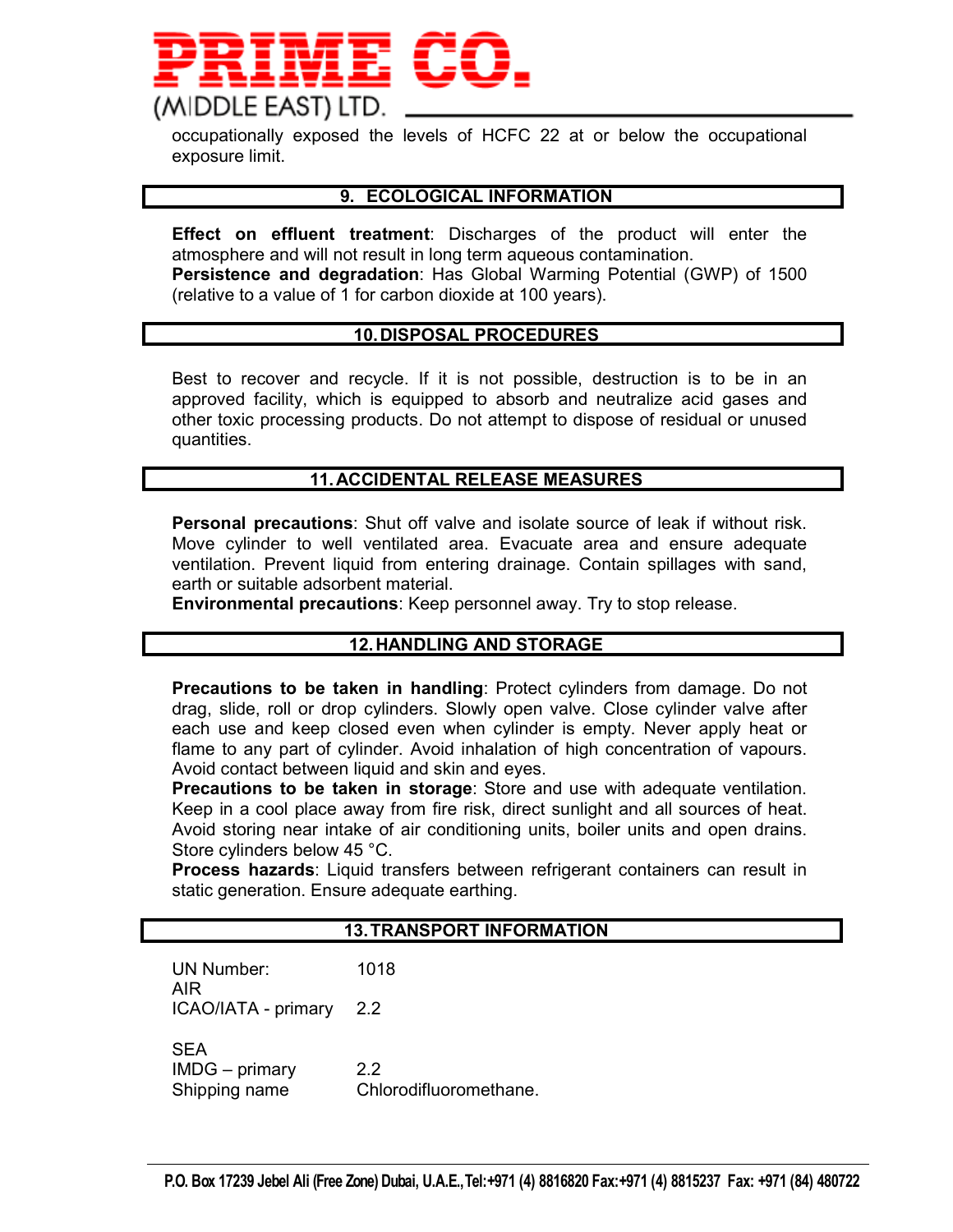occupationally exposed the levels of HCFC 22 at or below the occupational exposure limit.

## 9. ECOLOGICAL INFORMATION

**Effect on effluent treatment**: Discharges of the product will enter the atmosphere and will not result in long term aqueous contamination.
**Persistence and degradation**: Has Global Warming Potential (GWP) of 1500 (relative to a value of 1 for carbon dioxide at 100 years).

## 10. DISPOSAL PROCEDURES

Best to recover and recycle. If it is not possible, destruction is to be in an approved facility, which is equipped to absorb and neutralize acid gases and other toxic processing products. Do not attempt to dispose of residual or unused quantities.

## 11. ACCIDENTAL RELEASE MEASURES

**Personal precautions**: Shut off valve and isolate source of leak if without risk. Move cylinder to well ventilated area. Evacuate area and ensure adequate ventilation. Prevent liquid from entering drainage. Contain spillages with sand, earth or suitable adsorbent material.
**Environmental precautions**: Keep personnel away. Try to stop release.

## 12. HANDLING AND STORAGE

**Precautions to be taken in handling**: Protect cylinders from damage. Do not drag, slide, roll or drop cylinders. Slowly open valve. Close cylinder valve after each use and keep closed even when cylinder is empty. Never apply heat or flame to any part of cylinder. Avoid inhalation of high concentration of vapours. Avoid contact between liquid and skin and eyes.
**Precautions to be taken in storage**: Store and use with adequate ventilation. Keep in a cool place away from fire risk, direct sunlight and all sources of heat. Avoid storing near intake of air conditioning units, boiler units and open drains. Store cylinders below 45 °C.
**Process hazards**: Liquid transfers between refrigerant containers can result in static generation. Ensure adequate earthing.

## 13. TRANSPORT INFORMATION

UN Number: 1018

AIR
ICAO/IATA - primary 2.2

SEA
IMDG – primary 2.2
Shipping name Chlorodifluoromethane.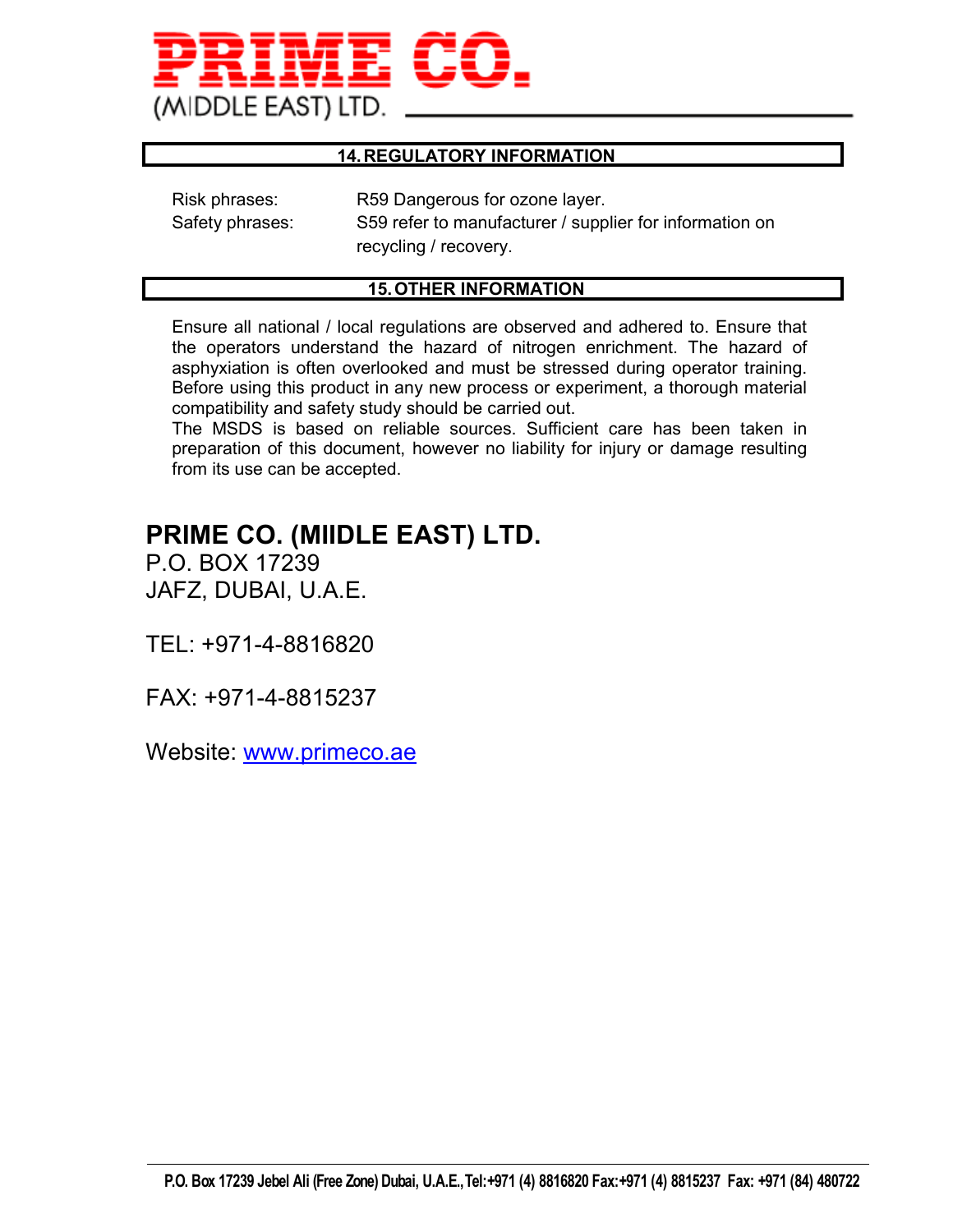## 14. REGULATORY INFORMATION

| | |
|---|---|
| Risk phrases: | R59 Dangerous for ozone layer. |
| Safety phrases: | S59 refer to manufacturer / supplier for information on recycling / recovery. |

## 15. OTHER INFORMATION

Ensure all national / local regulations are observed and adhered to. Ensure that the operators understand the hazard of nitrogen enrichment. The hazard of asphyxiation is often overlooked and must be stressed during operator training. Before using this product in any new process or experiment, a thorough material compatibility and safety study should be carried out.
The MSDS is based on reliable sources. Sufficient care has been taken in preparation of this document, however no liability for injury or damage resulting from its use can be accepted.

**PRIME CO. (MIIDLE EAST) LTD.**
P.O. BOX 17239
JAFZ, DUBAI, U.A.E.

TEL: +971-4-8816820

FAX: +971-4-8815237

Website: www.primeco.ae